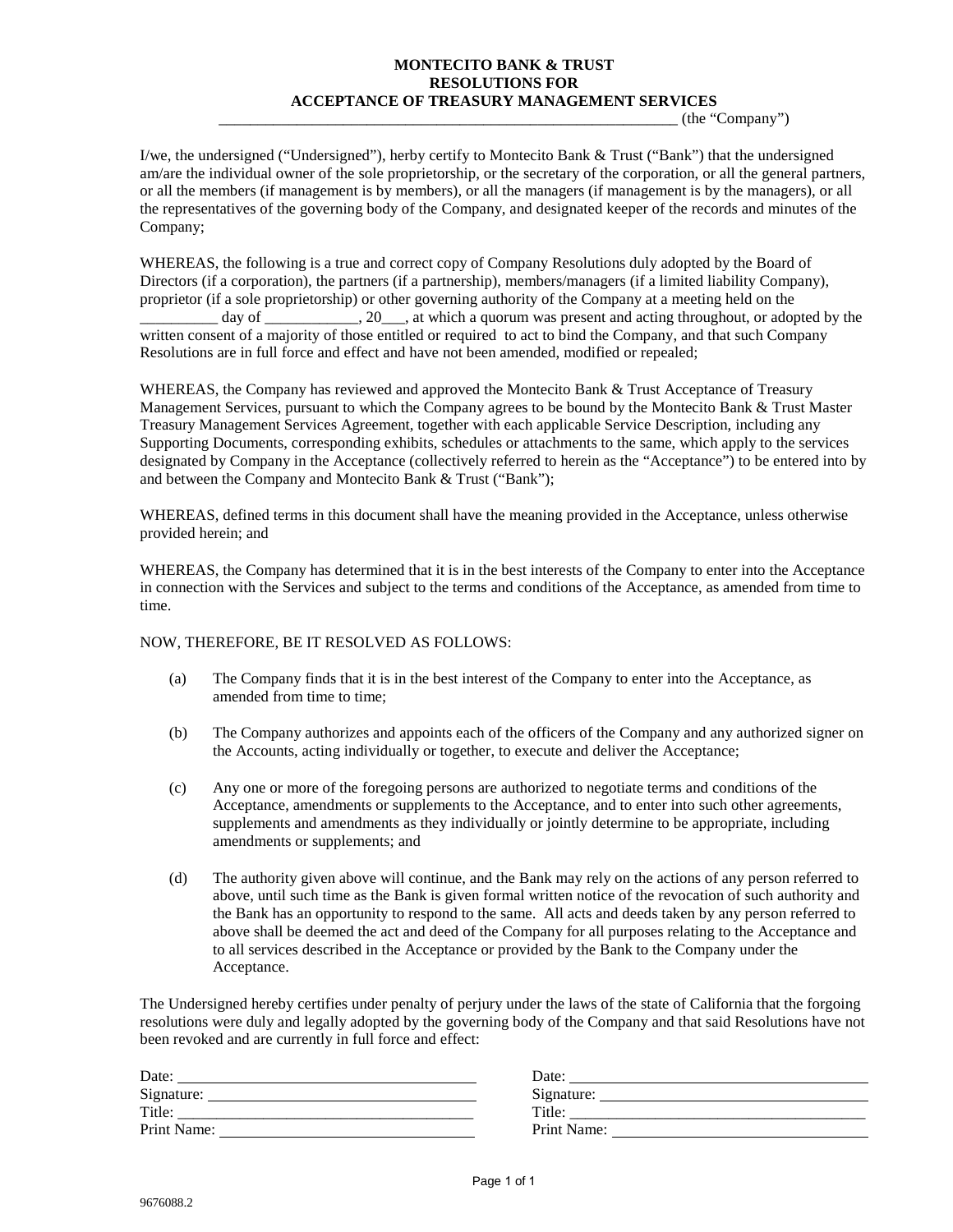# MONTECITO BANK & TRUST
## RESOLUTIONS FOR
## ACCEPTANCE OF TREASURY MANAGEMENT SERVICES

_____________________________________________________________ (the "Company")

I/we, the undersigned ("Undersigned"), herby certify to Montecito Bank & Trust ("Bank") that the undersigned am/are the individual owner of the sole proprietorship, or the secretary of the corporation, or all the general partners, or all the members (if management is by members), or all the managers (if management is by the managers), or all the representatives of the governing body of the Company, and designated keeper of the records and minutes of the Company;

WHEREAS, the following is a true and correct copy of Company Resolutions duly adopted by the Board of Directors (if a corporation), the partners (if a partnership), members/managers (if a limited liability Company), proprietor (if a sole proprietorship) or other governing authority of the Company at a meeting held on the __________ day of ____________, 20___, at which a quorum was present and acting throughout, or adopted by the written consent of a majority of those entitled or required to act to bind the Company, and that such Company Resolutions are in full force and effect and have not been amended, modified or repealed;

WHEREAS, the Company has reviewed and approved the Montecito Bank & Trust Acceptance of Treasury Management Services, pursuant to which the Company agrees to be bound by the Montecito Bank & Trust Master Treasury Management Services Agreement, together with each applicable Service Description, including any Supporting Documents, corresponding exhibits, schedules or attachments to the same, which apply to the services designated by Company in the Acceptance (collectively referred to herein as the "Acceptance") to be entered into by and between the Company and Montecito Bank & Trust ("Bank");

WHEREAS, defined terms in this document shall have the meaning provided in the Acceptance, unless otherwise provided herein; and

WHEREAS, the Company has determined that it is in the best interests of the Company to enter into the Acceptance in connection with the Services and subject to the terms and conditions of the Acceptance, as amended from time to time.

NOW, THEREFORE, BE IT RESOLVED AS FOLLOWS:

(a) The Company finds that it is in the best interest of the Company to enter into the Acceptance, as amended from time to time;

(b) The Company authorizes and appoints each of the officers of the Company and any authorized signer on the Accounts, acting individually or together, to execute and deliver the Acceptance;

(c) Any one or more of the foregoing persons are authorized to negotiate terms and conditions of the Acceptance, amendments or supplements to the Acceptance, and to enter into such other agreements, supplements and amendments as they individually or jointly determine to be appropriate, including amendments or supplements; and

(d) The authority given above will continue, and the Bank may rely on the actions of any person referred to above, until such time as the Bank is given formal written notice of the revocation of such authority and the Bank has an opportunity to respond to the same. All acts and deeds taken by any person referred to above shall be deemed the act and deed of the Company for all purposes relating to the Acceptance and to all services described in the Acceptance or provided by the Bank to the Company under the Acceptance.

The Undersigned hereby certifies under penalty of perjury under the laws of the state of California that the forgoing resolutions were duly and legally adopted by the governing body of the Company and that said Resolutions have not been revoked and are currently in full force and effect:

Date: ______________________________
Signature: __________________________
Title: ______________________________
Print Name: _________________________

Date: ______________________________
Signature: __________________________
Title: ______________________________
Print Name: _________________________

9676088.2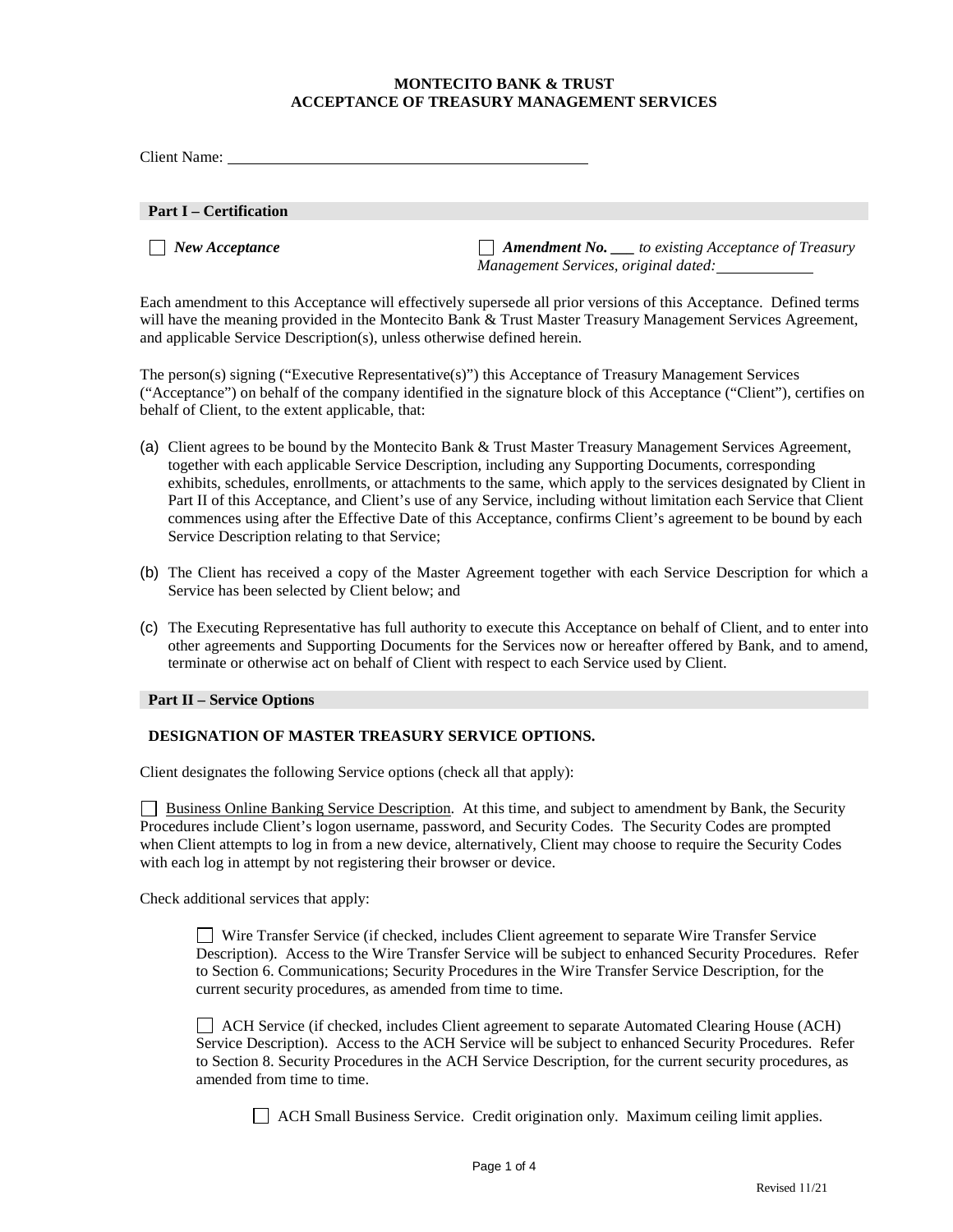**MONTECITO BANK & TRUST**
**ACCEPTANCE OF TREASURY MANAGEMENT SERVICES**

Client Name: ______________________________________________

## Part I – Certification

☐ ***New Acceptance***

☐ ***Amendment No. \_\_\_*** *to existing Acceptance of Treasury Management Services, original dated:* ____________

Each amendment to this Acceptance will effectively supersede all prior versions of this Acceptance. Defined terms will have the meaning provided in the Montecito Bank & Trust Master Treasury Management Services Agreement, and applicable Service Description(s), unless otherwise defined herein.

The person(s) signing ("Executive Representative(s)") this Acceptance of Treasury Management Services ("Acceptance") on behalf of the company identified in the signature block of this Acceptance ("Client"), certifies on behalf of Client, to the extent applicable, that:

(a) Client agrees to be bound by the Montecito Bank & Trust Master Treasury Management Services Agreement, together with each applicable Service Description, including any Supporting Documents, corresponding exhibits, schedules, enrollments, or attachments to the same, which apply to the services designated by Client in Part II of this Acceptance, and Client's use of any Service, including without limitation each Service that Client commences using after the Effective Date of this Acceptance, confirms Client's agreement to be bound by each Service Description relating to that Service;

(b) The Client has received a copy of the Master Agreement together with each Service Description for which a Service has been selected by Client below; and

(c) The Executing Representative has full authority to execute this Acceptance on behalf of Client, and to enter into other agreements and Supporting Documents for the Services now or hereafter offered by Bank, and to amend, terminate or otherwise act on behalf of Client with respect to each Service used by Client.

## Part II – Service Options

### DESIGNATION OF MASTER TREASURY SERVICE OPTIONS.

Client designates the following Service options (check all that apply):

☐ Business Online Banking Service Description. At this time, and subject to amendment by Bank, the Security Procedures include Client's logon username, password, and Security Codes. The Security Codes are prompted when Client attempts to log in from a new device, alternatively, Client may choose to require the Security Codes with each log in attempt by not registering their browser or device.

Check additional services that apply:

☐ Wire Transfer Service (if checked, includes Client agreement to separate Wire Transfer Service Description). Access to the Wire Transfer Service will be subject to enhanced Security Procedures. Refer to Section 6. Communications; Security Procedures in the Wire Transfer Service Description, for the current security procedures, as amended from time to time.

☐ ACH Service (if checked, includes Client agreement to separate Automated Clearing House (ACH) Service Description). Access to the ACH Service will be subject to enhanced Security Procedures. Refer to Section 8. Security Procedures in the ACH Service Description, for the current security procedures, as amended from time to time.

☐ ACH Small Business Service. Credit origination only. Maximum ceiling limit applies.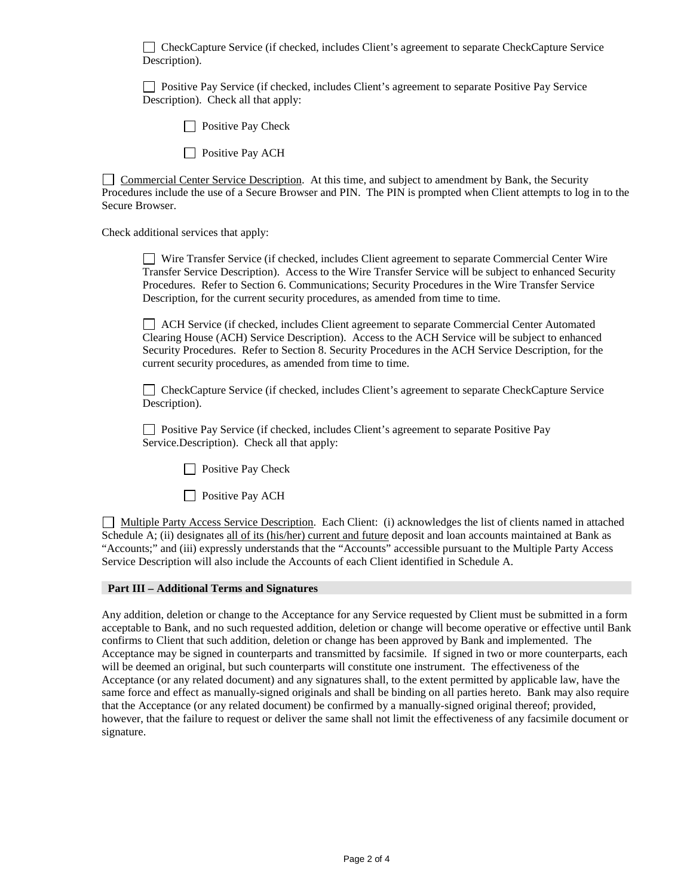☐ CheckCapture Service (if checked, includes Client's agreement to separate CheckCapture Service Description).

☐ Positive Pay Service (if checked, includes Client's agreement to separate Positive Pay Service Description). Check all that apply:

☐ Positive Pay Check

☐ Positive Pay ACH

☐ Commercial Center Service Description. At this time, and subject to amendment by Bank, the Security Procedures include the use of a Secure Browser and PIN. The PIN is prompted when Client attempts to log in to the Secure Browser.

Check additional services that apply:

☐ Wire Transfer Service (if checked, includes Client agreement to separate Commercial Center Wire Transfer Service Description). Access to the Wire Transfer Service will be subject to enhanced Security Procedures. Refer to Section 6. Communications; Security Procedures in the Wire Transfer Service Description, for the current security procedures, as amended from time to time.

☐ ACH Service (if checked, includes Client agreement to separate Commercial Center Automated Clearing House (ACH) Service Description). Access to the ACH Service will be subject to enhanced Security Procedures. Refer to Section 8. Security Procedures in the ACH Service Description, for the current security procedures, as amended from time to time.

☐ CheckCapture Service (if checked, includes Client's agreement to separate CheckCapture Service Description).

☐ Positive Pay Service (if checked, includes Client's agreement to separate Positive Pay Service.Description). Check all that apply:

☐ Positive Pay Check

☐ Positive Pay ACH

☐ Multiple Party Access Service Description. Each Client: (i) acknowledges the list of clients named in attached Schedule A; (ii) designates all of its (his/her) current and future deposit and loan accounts maintained at Bank as "Accounts;" and (iii) expressly understands that the "Accounts" accessible pursuant to the Multiple Party Access Service Description will also include the Accounts of each Client identified in Schedule A.

## Part III – Additional Terms and Signatures

Any addition, deletion or change to the Acceptance for any Service requested by Client must be submitted in a form acceptable to Bank, and no such requested addition, deletion or change will become operative or effective until Bank confirms to Client that such addition, deletion or change has been approved by Bank and implemented. The Acceptance may be signed in counterparts and transmitted by facsimile. If signed in two or more counterparts, each will be deemed an original, but such counterparts will constitute one instrument. The effectiveness of the Acceptance (or any related document) and any signatures shall, to the extent permitted by applicable law, have the same force and effect as manually-signed originals and shall be binding on all parties hereto. Bank may also require that the Acceptance (or any related document) be confirmed by a manually-signed original thereof; provided, however, that the failure to request or deliver the same shall not limit the effectiveness of any facsimile document or signature.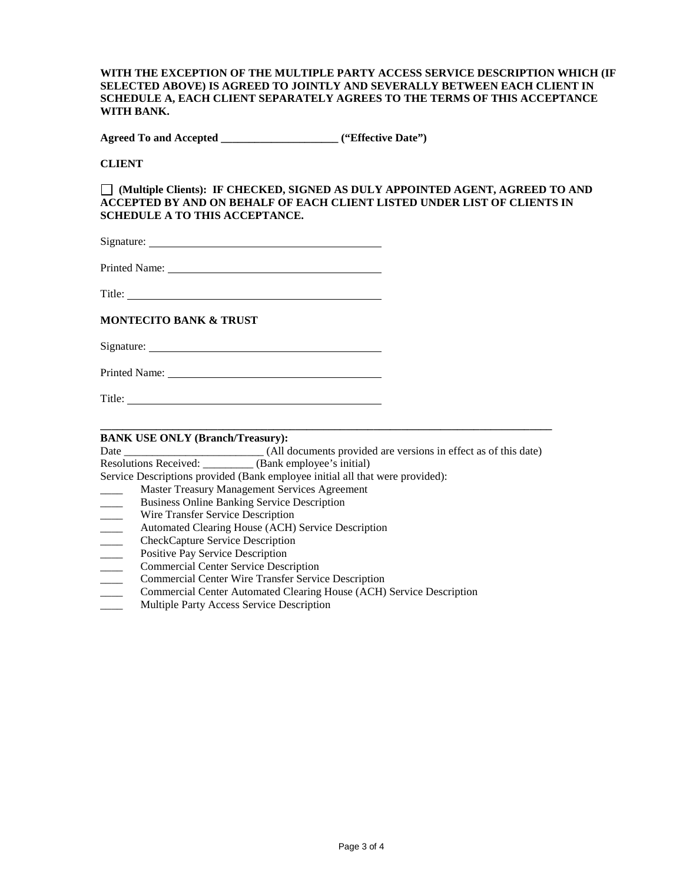**WITH THE EXCEPTION OF THE MULTIPLE PARTY ACCESS SERVICE DESCRIPTION WHICH (IF SELECTED ABOVE) IS AGREED TO JOINTLY AND SEVERALLY BETWEEN EACH CLIENT IN SCHEDULE A, EACH CLIENT SEPARATELY AGREES TO THE TERMS OF THIS ACCEPTANCE WITH BANK.**

**Agreed To and Accepted _____________________ ("Effective Date")**

**CLIENT**

☐ **(Multiple Clients): IF CHECKED, SIGNED AS DULY APPOINTED AGENT, AGREED TO AND ACCEPTED BY AND ON BEHALF OF EACH CLIENT LISTED UNDER LIST OF CLIENTS IN SCHEDULE A TO THIS ACCEPTANCE.**

Signature: ___________________________________________

Printed Name: ________________________________________

Title: _______________________________________________

**MONTECITO BANK & TRUST**

Signature: ___________________________________________

Printed Name: ________________________________________

Title: _______________________________________________

---

**BANK USE ONLY (Branch/Treasury):**

Date _________________________ (All documents provided are versions in effect as of this date)

Resolutions Received: _________ (Bank employee's initial)

Service Descriptions provided (Bank employee initial all that were provided):

____ Master Treasury Management Services Agreement

____ Business Online Banking Service Description

____ Wire Transfer Service Description

____ Automated Clearing House (ACH) Service Description

____ CheckCapture Service Description

____ Positive Pay Service Description

____ Commercial Center Service Description

____ Commercial Center Wire Transfer Service Description

____ Commercial Center Automated Clearing House (ACH) Service Description

____ Multiple Party Access Service Description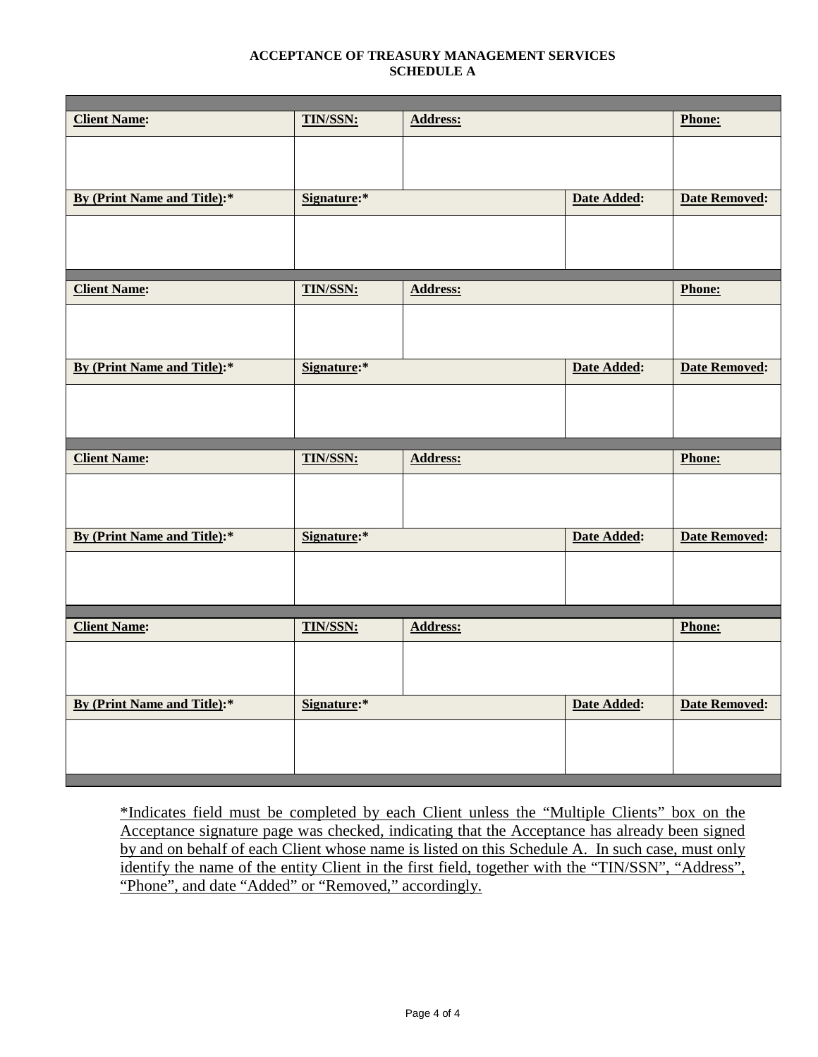**ACCEPTANCE OF TREASURY MANAGEMENT SERVICES**
**SCHEDULE A**

| Client Name: | TIN/SSN: | Address: | | Phone: |
|---|---|---|---|---|
| | | | | |
| **By (Print Name and Title):*** | **Signature:*** | | **Date Added:** | **Date Removed:** |
| | | | | |

| Client Name: | TIN/SSN: | Address: | | Phone: |
|---|---|---|---|---|
| | | | | |
| **By (Print Name and Title):*** | **Signature:*** | | **Date Added:** | **Date Removed:** |
| | | | | |

| Client Name: | TIN/SSN: | Address: | | Phone: |
|---|---|---|---|---|
| | | | | |
| **By (Print Name and Title):*** | **Signature:*** | | **Date Added:** | **Date Removed:** |
| | | | | |

| Client Name: | TIN/SSN: | Address: | | Phone: |
|---|---|---|---|---|
| | | | | |
| **By (Print Name and Title):*** | **Signature:*** | | **Date Added:** | **Date Removed:** |
| | | | | |

*Indicates field must be completed by each Client unless the "Multiple Clients" box on the Acceptance signature page was checked, indicating that the Acceptance has already been signed by and on behalf of each Client whose name is listed on this Schedule A. In such case, must only identify the name of the entity Client in the first field, together with the "TIN/SSN", "Address", "Phone", and date "Added" or "Removed," accordingly.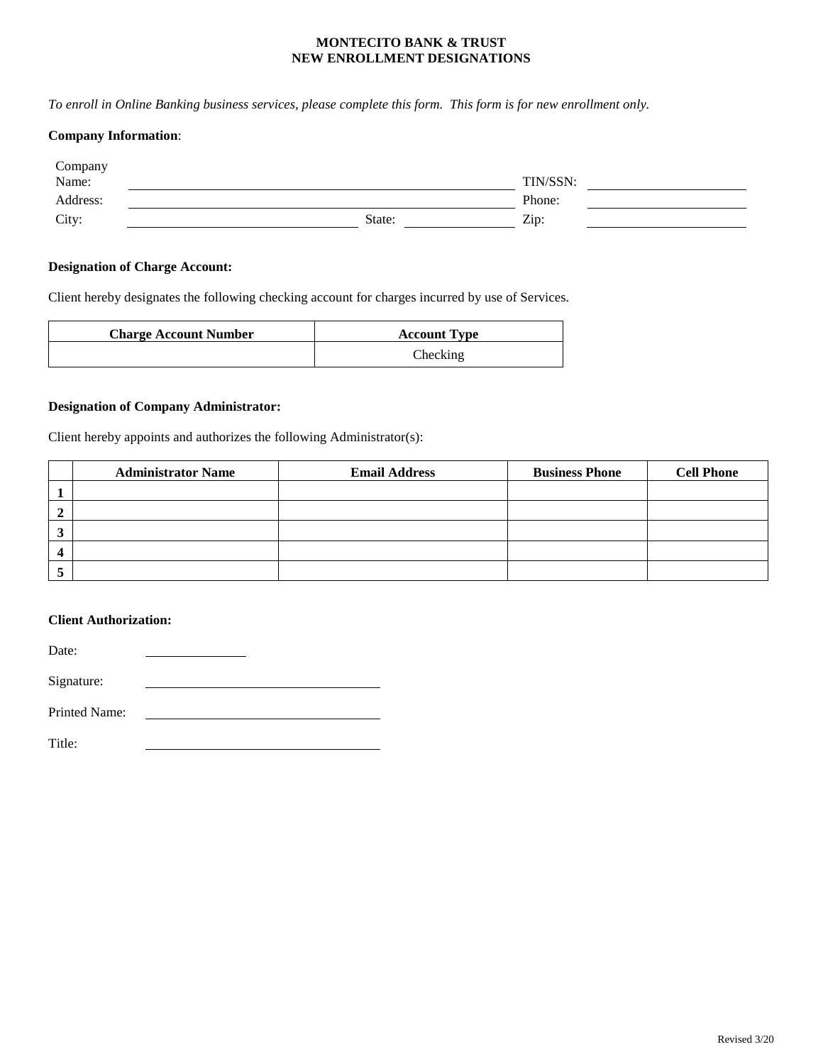# MONTECITO BANK & TRUST
# NEW ENROLLMENT DESIGNATIONS

*To enroll in Online Banking business services, please complete this form. This form is for new enrollment only.*

**Company Information**:

Company Name: ______________________________ TIN/SSN: ______________

Address: ______________________________ Phone: ______________

City: ________________ State: __________ Zip: ______________

**Designation of Charge Account:**

Client hereby designates the following checking account for charges incurred by use of Services.

| Charge Account Number | Account Type |
|---|---|
| | Checking |

**Designation of Company Administrator:**

Client hereby appoints and authorizes the following Administrator(s):

| | Administrator Name | Email Address | Business Phone | Cell Phone |
|---|---|---|---|---|
| **1** | | | | |
| **2** | | | | |
| **3** | | | | |
| **4** | | | | |
| **5** | | | | |

**Client Authorization:**

Date: __________

Signature: ______________________

Printed Name: ______________________

Title: ______________________

Revised 3/20